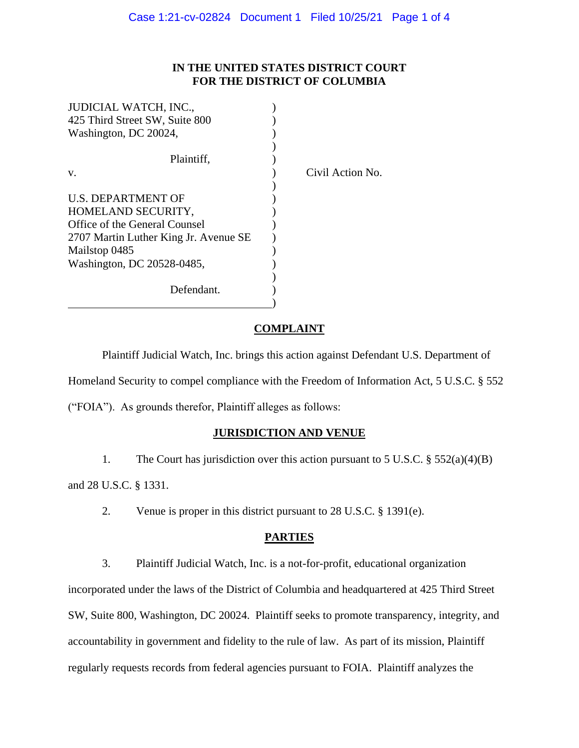**IN THE UNITED STATES DISTRICT COURT**
**FOR THE DISTRICT OF COLUMBIA**

| | | |
|---|---|---|
| JUDICIAL WATCH, INC.,<br>425 Third Street SW, Suite 800<br>Washington, DC 20024,<br><br>Plaintiff,<br><br>v.<br><br>U.S. DEPARTMENT OF<br>HOMELAND SECURITY,<br>Office of the General Counsel<br>2707 Martin Luther King Jr. Avenue SE<br>Mailstop 0485<br>Washington, DC 20528-0485,<br><br>Defendant. | ) | Civil Action No. |

## COMPLAINT

Plaintiff Judicial Watch, Inc. brings this action against Defendant U.S. Department of Homeland Security to compel compliance with the Freedom of Information Act, 5 U.S.C. § 552 ("FOIA"). As grounds therefor, Plaintiff alleges as follows:

## JURISDICTION AND VENUE

1. The Court has jurisdiction over this action pursuant to 5 U.S.C. § 552(a)(4)(B) and 28 U.S.C. § 1331.

2. Venue is proper in this district pursuant to 28 U.S.C. § 1391(e).

## PARTIES

3. Plaintiff Judicial Watch, Inc. is a not-for-profit, educational organization incorporated under the laws of the District of Columbia and headquartered at 425 Third Street SW, Suite 800, Washington, DC 20024. Plaintiff seeks to promote transparency, integrity, and accountability in government and fidelity to the rule of law. As part of its mission, Plaintiff regularly requests records from federal agencies pursuant to FOIA. Plaintiff analyzes the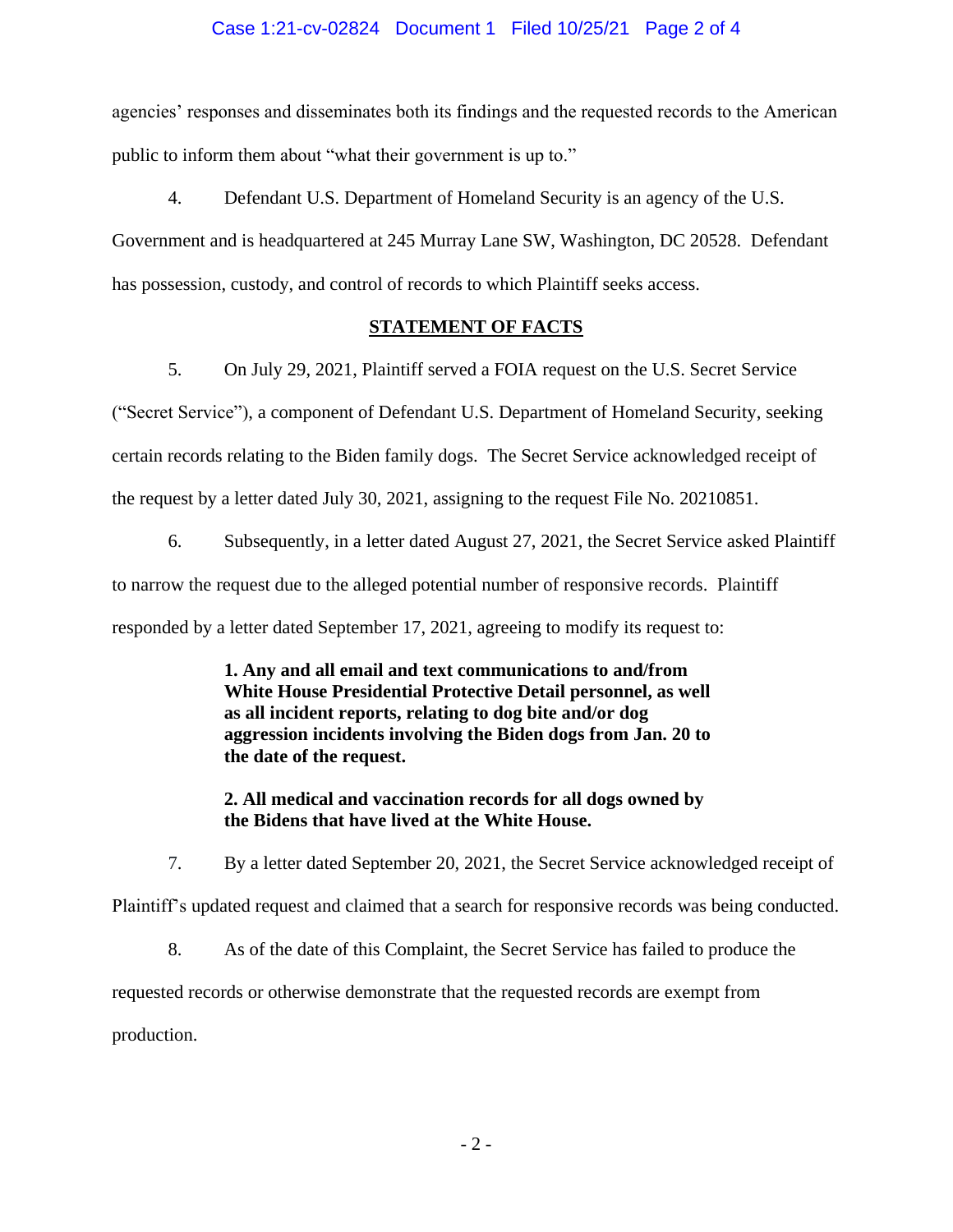agencies' responses and disseminates both its findings and the requested records to the American public to inform them about "what their government is up to."

4. Defendant U.S. Department of Homeland Security is an agency of the U.S. Government and is headquartered at 245 Murray Lane SW, Washington, DC 20528. Defendant has possession, custody, and control of records to which Plaintiff seeks access.

## STATEMENT OF FACTS

5. On July 29, 2021, Plaintiff served a FOIA request on the U.S. Secret Service ("Secret Service"), a component of Defendant U.S. Department of Homeland Security, seeking certain records relating to the Biden family dogs. The Secret Service acknowledged receipt of the request by a letter dated July 30, 2021, assigning to the request File No. 20210851.

6. Subsequently, in a letter dated August 27, 2021, the Secret Service asked Plaintiff to narrow the request due to the alleged potential number of responsive records. Plaintiff responded by a letter dated September 17, 2021, agreeing to modify its request to:

> **1. Any and all email and text communications to and/from White House Presidential Protective Detail personnel, as well as all incident reports, relating to dog bite and/or dog aggression incidents involving the Biden dogs from Jan. 20 to the date of the request.**
>
> **2. All medical and vaccination records for all dogs owned by the Bidens that have lived at the White House.**

7. By a letter dated September 20, 2021, the Secret Service acknowledged receipt of Plaintiff's updated request and claimed that a search for responsive records was being conducted.

8. As of the date of this Complaint, the Secret Service has failed to produce the requested records or otherwise demonstrate that the requested records are exempt from production.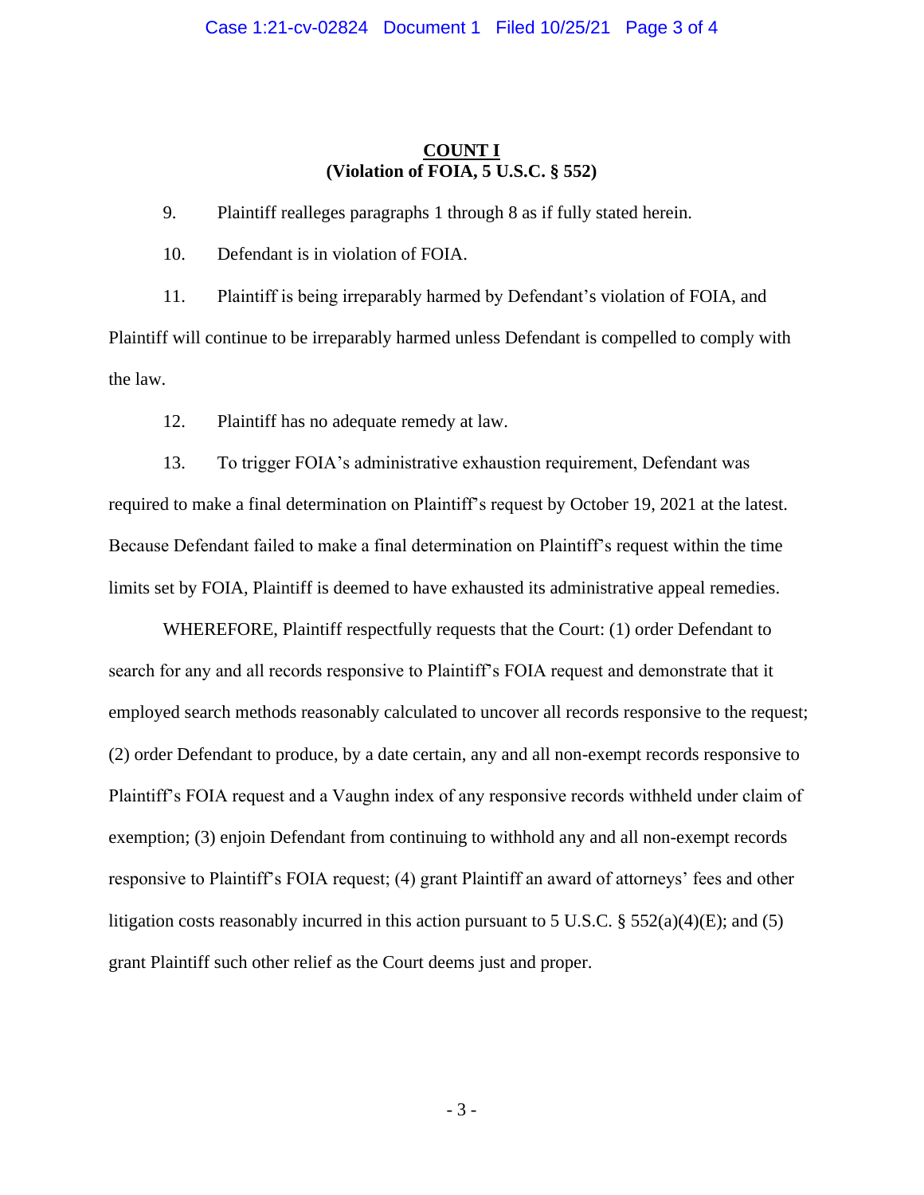**COUNT I**
**(Violation of FOIA, 5 U.S.C. § 552)**

9. Plaintiff realleges paragraphs 1 through 8 as if fully stated herein.

10. Defendant is in violation of FOIA.

11. Plaintiff is being irreparably harmed by Defendant's violation of FOIA, and Plaintiff will continue to be irreparably harmed unless Defendant is compelled to comply with the law.

12. Plaintiff has no adequate remedy at law.

13. To trigger FOIA's administrative exhaustion requirement, Defendant was required to make a final determination on Plaintiff's request by October 19, 2021 at the latest. Because Defendant failed to make a final determination on Plaintiff's request within the time limits set by FOIA, Plaintiff is deemed to have exhausted its administrative appeal remedies.

WHEREFORE, Plaintiff respectfully requests that the Court: (1) order Defendant to search for any and all records responsive to Plaintiff's FOIA request and demonstrate that it employed search methods reasonably calculated to uncover all records responsive to the request; (2) order Defendant to produce, by a date certain, any and all non-exempt records responsive to Plaintiff's FOIA request and a Vaughn index of any responsive records withheld under claim of exemption; (3) enjoin Defendant from continuing to withhold any and all non-exempt records responsive to Plaintiff's FOIA request; (4) grant Plaintiff an award of attorneys' fees and other litigation costs reasonably incurred in this action pursuant to 5 U.S.C. § 552(a)(4)(E); and (5) grant Plaintiff such other relief as the Court deems just and proper.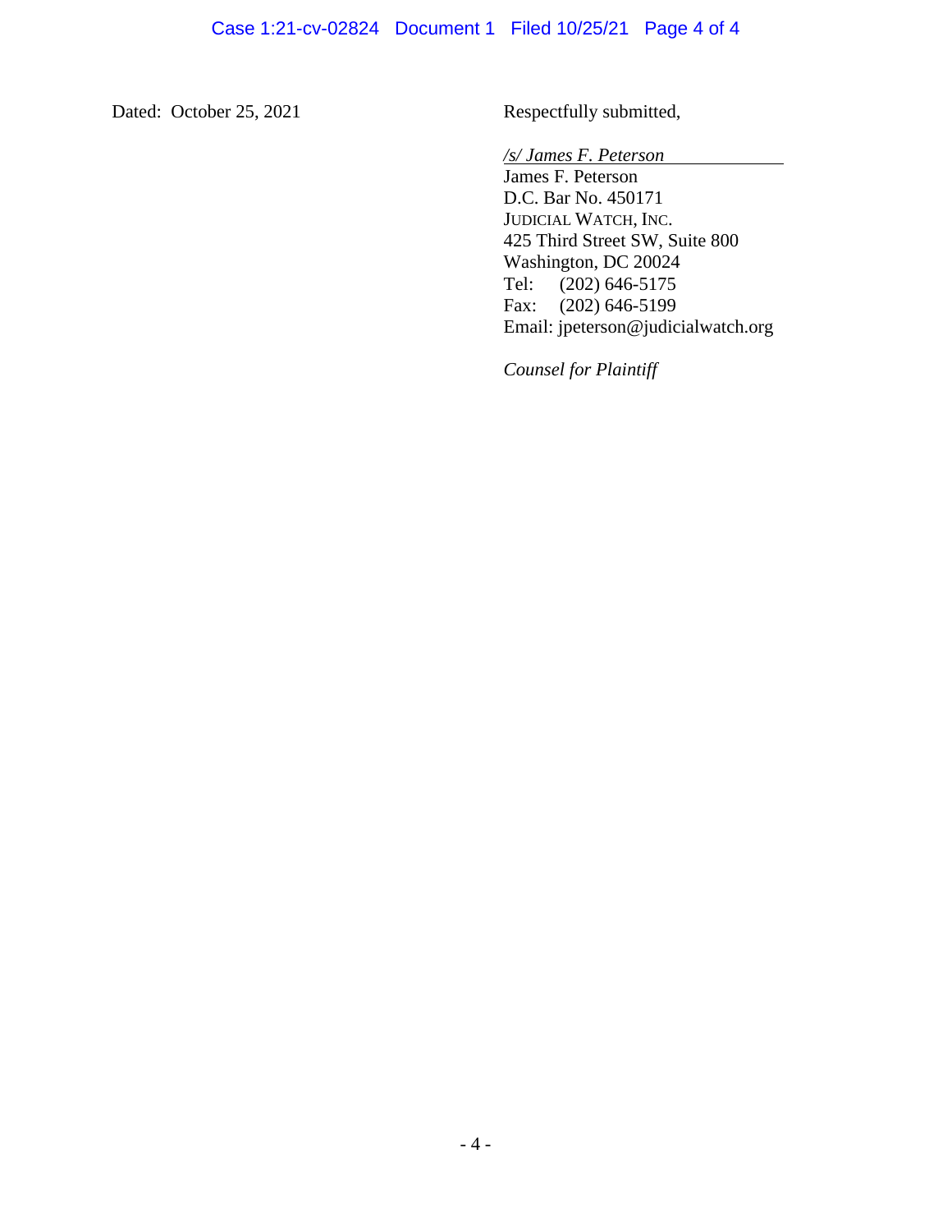Dated: October 25, 2021

Respectfully submitted,

*/s/ James F. Peterson*
James F. Peterson
D.C. Bar No. 450171
JUDICIAL WATCH, INC.
425 Third Street SW, Suite 800
Washington, DC 20024
Tel: (202) 646-5175
Fax: (202) 646-5199
Email: jpeterson@judicialwatch.org

*Counsel for Plaintiff*